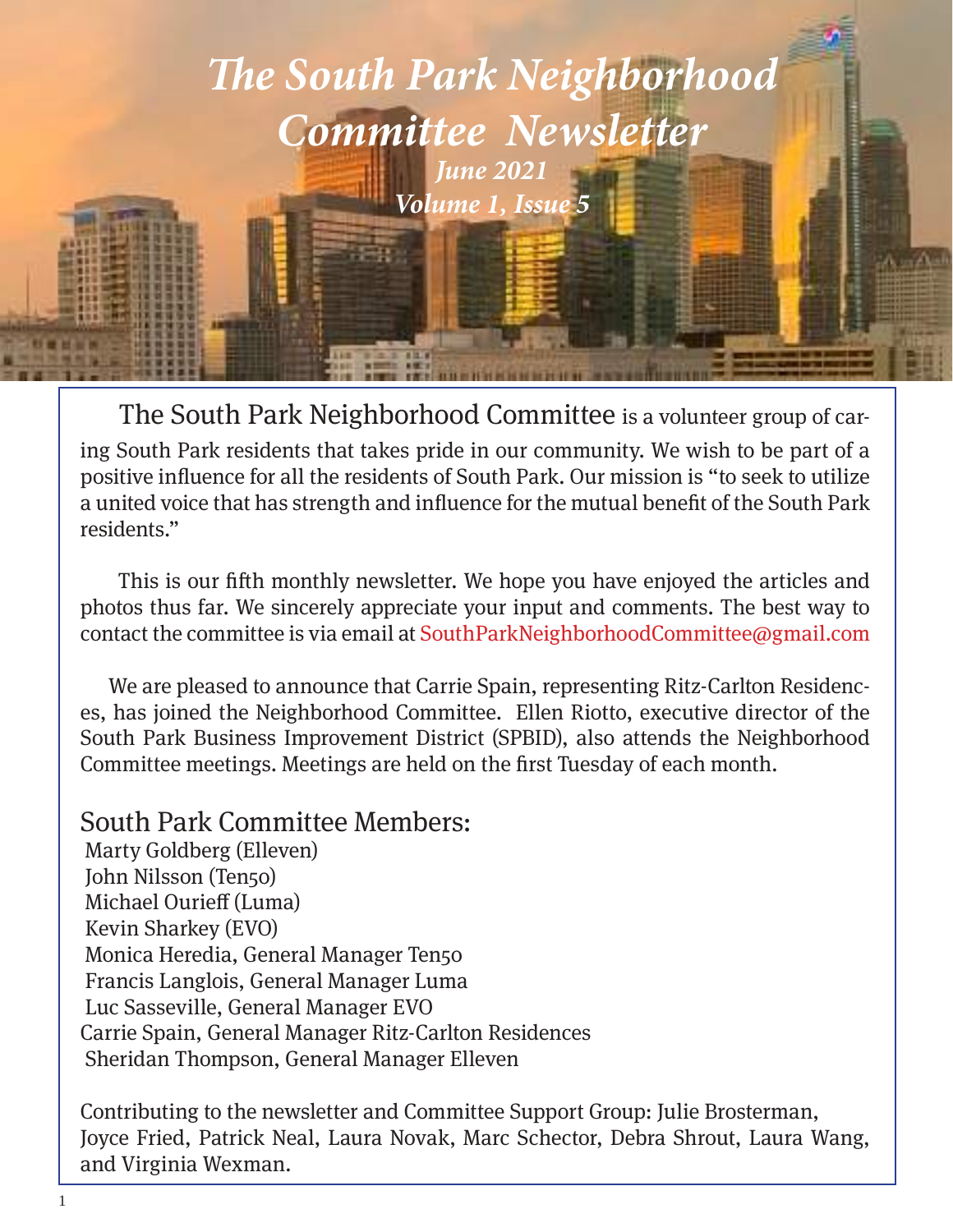# *The South Park Neighborhood Committee Newsletter*

***June 2021***

***Volume 1, Issue 5***

The South Park Neighborhood Committee is a volunteer group of caring South Park residents that takes pride in our community. We wish to be part of a positive influence for all the residents of South Park. Our mission is "to seek to utilize a united voice that has strength and influence for the mutual benefit of the South Park residents."

This is our fifth monthly newsletter. We hope you have enjoyed the articles and photos thus far. We sincerely appreciate your input and comments. The best way to contact the committee is via email at SouthParkNeighborhoodCommittee@gmail.com

We are pleased to announce that Carrie Spain, representing Ritz-Carlton Residences, has joined the Neighborhood Committee. Ellen Riotto, executive director of the South Park Business Improvement District (SPBID), also attends the Neighborhood Committee meetings. Meetings are held on the first Tuesday of each month.

## South Park Committee Members:

Marty Goldberg (Elleven)
John Nilsson (Ten50)
Michael Ourieff (Luma)
Kevin Sharkey (EVO)
Monica Heredia, General Manager Ten50
Francis Langlois, General Manager Luma
Luc Sasseville, General Manager EVO
Carrie Spain, General Manager Ritz-Carlton Residences
Sheridan Thompson, General Manager Elleven

Contributing to the newsletter and Committee Support Group: Julie Brosterman, Joyce Fried, Patrick Neal, Laura Novak, Marc Schector, Debra Shrout, Laura Wang, and Virginia Wexman.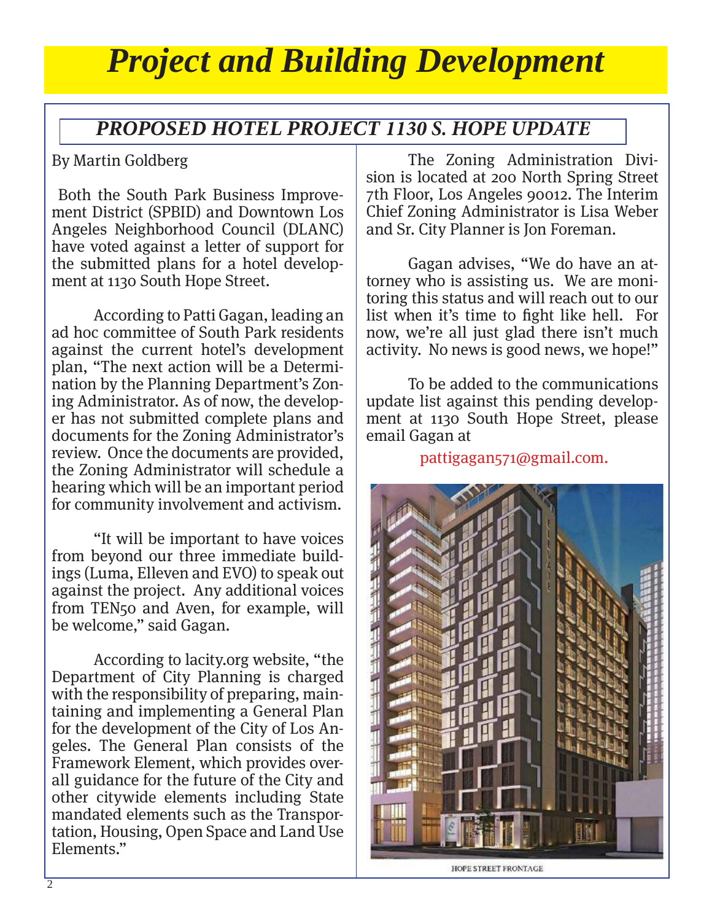# Project and Building Development

## PROPOSED HOTEL PROJECT 1130 S. HOPE UPDATE

By Martin Goldberg

Both the South Park Business Improvement District (SPBID) and Downtown Los Angeles Neighborhood Council (DLANC) have voted against a letter of support for the submitted plans for a hotel development at 1130 South Hope Street.

According to Patti Gagan, leading an ad hoc committee of South Park residents against the current hotel's development plan, "The next action will be a Determination by the Planning Department's Zoning Administrator. As of now, the developer has not submitted complete plans and documents for the Zoning Administrator's review. Once the documents are provided, the Zoning Administrator will schedule a hearing which will be an important period for community involvement and activism.

"It will be important to have voices from beyond our three immediate buildings (Luma, Elleven and EVO) to speak out against the project. Any additional voices from TEN50 and Aven, for example, will be welcome," said Gagan.

According to lacity.org website, "the Department of City Planning is charged with the responsibility of preparing, maintaining and implementing a General Plan for the development of the City of Los Angeles. The General Plan consists of the Framework Element, which provides overall guidance for the future of the City and other citywide elements including State mandated elements such as the Transportation, Housing, Open Space and Land Use Elements."

The Zoning Administration Division is located at 200 North Spring Street 7th Floor, Los Angeles 90012. The Interim Chief Zoning Administrator is Lisa Weber and Sr. City Planner is Jon Foreman.

Gagan advises, "We do have an attorney who is assisting us. We are monitoring this status and will reach out to our list when it's time to fight like hell. For now, we're all just glad there isn't much activity. No news is good news, we hope!"

To be added to the communications update list against this pending development at 1130 South Hope Street, please email Gagan at

pattigagan571@gmail.com.

HOPE STREET FRONTAGE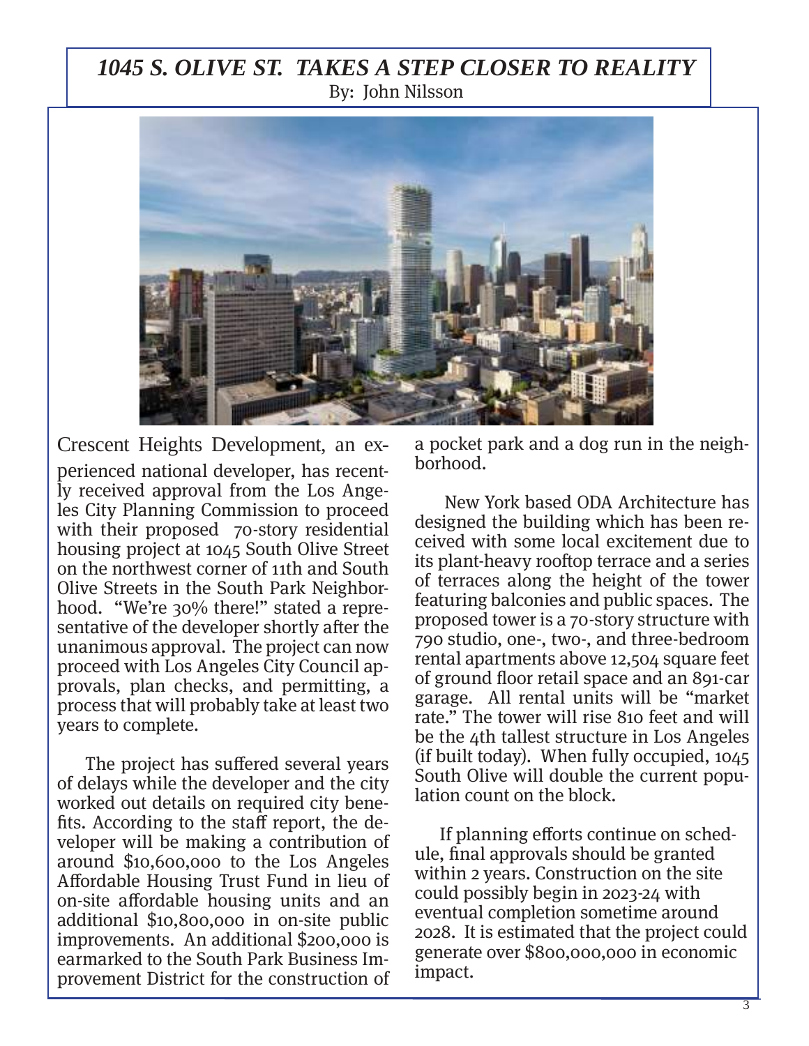# *1045 S. OLIVE ST. TAKES A STEP CLOSER TO REALITY*

By: John Nilsson

Crescent Heights Development, an experienced national developer, has recently received approval from the Los Angeles City Planning Commission to proceed with their proposed 70-story residential housing project at 1045 South Olive Street on the northwest corner of 11th and South Olive Streets in the South Park Neighborhood. "We're 30% there!" stated a representative of the developer shortly after the unanimous approval. The project can now proceed with Los Angeles City Council approvals, plan checks, and permitting, a process that will probably take at least two years to complete.

The project has suffered several years of delays while the developer and the city worked out details on required city benefits. According to the staff report, the developer will be making a contribution of around $10,600,000 to the Los Angeles Affordable Housing Trust Fund in lieu of on-site affordable housing units and an additional $10,800,000 in on-site public improvements. An additional $200,000 is earmarked to the South Park Business Improvement District for the construction of a pocket park and a dog run in the neighborhood.

New York based ODA Architecture has designed the building which has been received with some local excitement due to its plant-heavy rooftop terrace and a series of terraces along the height of the tower featuring balconies and public spaces. The proposed tower is a 70-story structure with 790 studio, one-, two-, and three-bedroom rental apartments above 12,504 square feet of ground floor retail space and an 891-car garage. All rental units will be "market rate." The tower will rise 810 feet and will be the 4th tallest structure in Los Angeles (if built today). When fully occupied, 1045 South Olive will double the current population count on the block.

If planning efforts continue on schedule, final approvals should be granted within 2 years. Construction on the site could possibly begin in 2023-24 with eventual completion sometime around 2028. It is estimated that the project could generate over $800,000,000 in economic impact.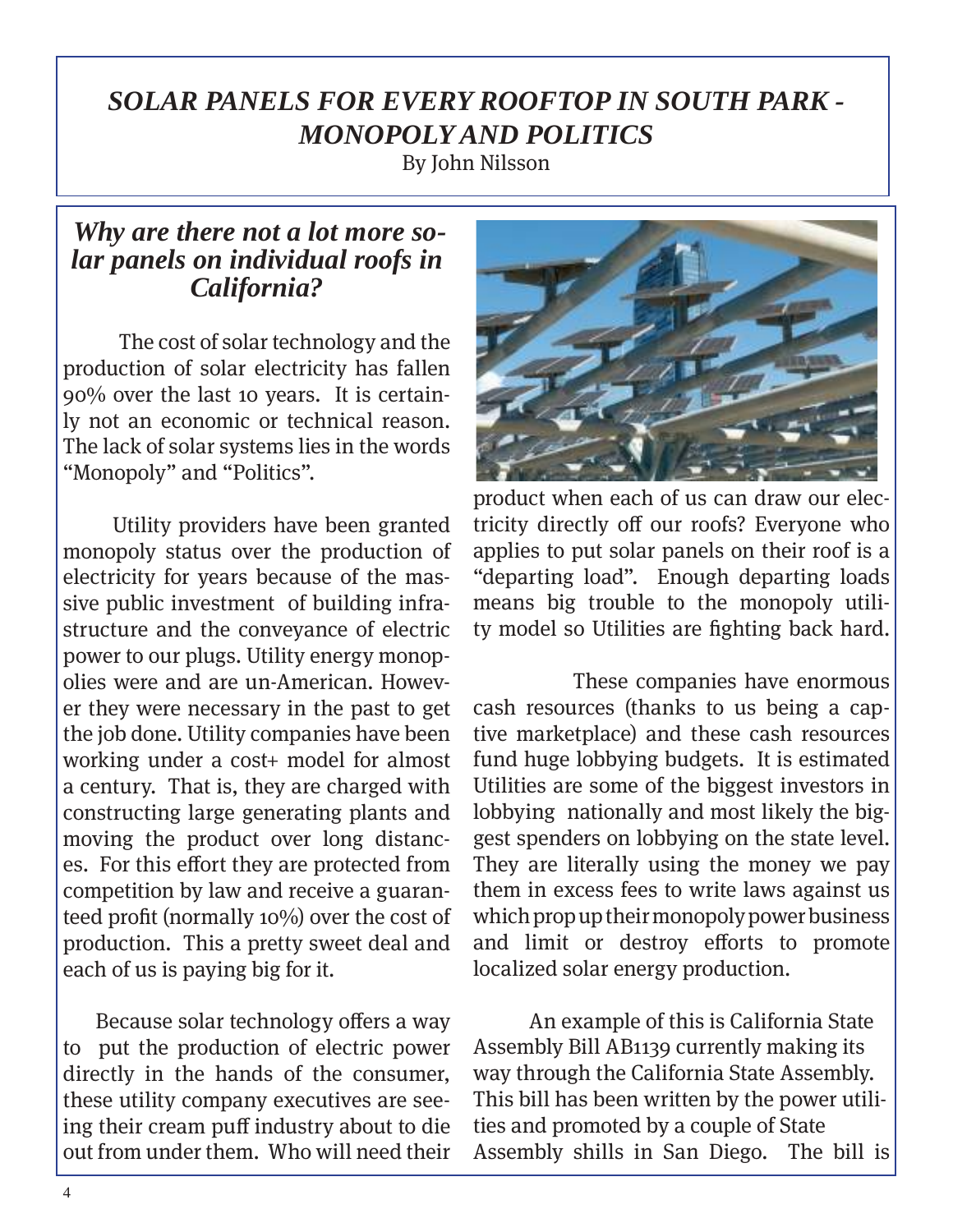# *SOLAR PANELS FOR EVERY ROOFTOP IN SOUTH PARK - MONOPOLY AND POLITICS*

By John Nilsson

## *Why are there not a lot more solar panels on individual roofs in California?*

The cost of solar technology and the production of solar electricity has fallen 90% over the last 10 years. It is certainly not an economic or technical reason. The lack of solar systems lies in the words "Monopoly" and "Politics".

Utility providers have been granted monopoly status over the production of electricity for years because of the massive public investment of building infrastructure and the conveyance of electric power to our plugs. Utility energy monopolies were and are un-American. However they were necessary in the past to get the job done. Utility companies have been working under a cost+ model for almost a century. That is, they are charged with constructing large generating plants and moving the product over long distances. For this effort they are protected from competition by law and receive a guaranteed profit (normally 10%) over the cost of production. This a pretty sweet deal and each of us is paying big for it.

Because solar technology offers a way to put the production of electric power directly in the hands of the consumer, these utility company executives are seeing their cream puff industry about to die out from under them. Who will need their product when each of us can draw our electricity directly off our roofs? Everyone who applies to put solar panels on their roof is a "departing load". Enough departing loads means big trouble to the monopoly utility model so Utilities are fighting back hard.

These companies have enormous cash resources (thanks to us being a captive marketplace) and these cash resources fund huge lobbying budgets. It is estimated Utilities are some of the biggest investors in lobbying nationally and most likely the biggest spenders on lobbying on the state level. They are literally using the money we pay them in excess fees to write laws against us which prop up their monopoly power business and limit or destroy efforts to promote localized solar energy production.

An example of this is California State Assembly Bill AB1139 currently making its way through the California State Assembly. This bill has been written by the power utilities and promoted by a couple of State Assembly shills in San Diego. The bill is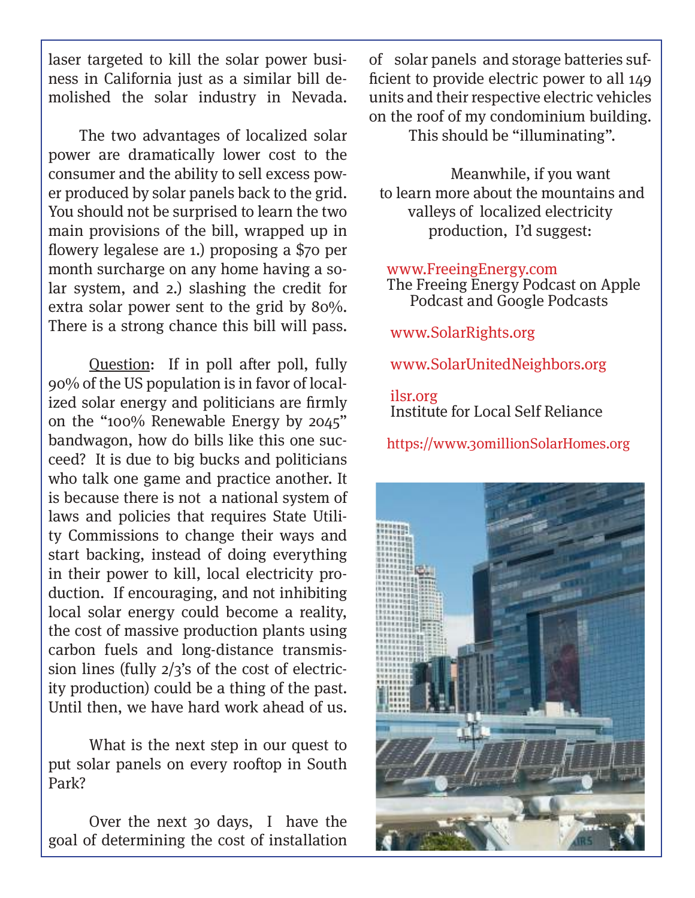laser targeted to kill the solar power business in California just as a similar bill demolished the solar industry in Nevada.

The two advantages of localized solar power are dramatically lower cost to the consumer and the ability to sell excess power produced by solar panels back to the grid. You should not be surprised to learn the two main provisions of the bill, wrapped up in flowery legalese are 1.) proposing a $70 per month surcharge on any home having a solar system, and 2.) slashing the credit for extra solar power sent to the grid by 80%. There is a strong chance this bill will pass.

Question: If in poll after poll, fully 90% of the US population is in favor of localized solar energy and politicians are firmly on the "100% Renewable Energy by 2045" bandwagon, how do bills like this one succeed? It is due to big bucks and politicians who talk one game and practice another. It is because there is not a national system of laws and policies that requires State Utility Commissions to change their ways and start backing, instead of doing everything in their power to kill, local electricity production. If encouraging, and not inhibiting local solar energy could become a reality, the cost of massive production plants using carbon fuels and long-distance transmission lines (fully 2/3's of the cost of electricity production) could be a thing of the past. Until then, we have hard work ahead of us.

What is the next step in our quest to put solar panels on every rooftop in South Park?

Over the next 30 days, I have the goal of determining the cost of installation of solar panels and storage batteries sufficient to provide electric power to all 149 units and their respective electric vehicles on the roof of my condominium building. This should be "illuminating".

Meanwhile, if you want to learn more about the mountains and valleys of localized electricity production, I'd suggest:

www.FreeingEnergy.com
The Freeing Energy Podcast on Apple Podcast and Google Podcasts

www.SolarRights.org

www.SolarUnitedNeighbors.org

ilsr.org
Institute for Local Self Reliance

https://www.30millionSolarHomes.org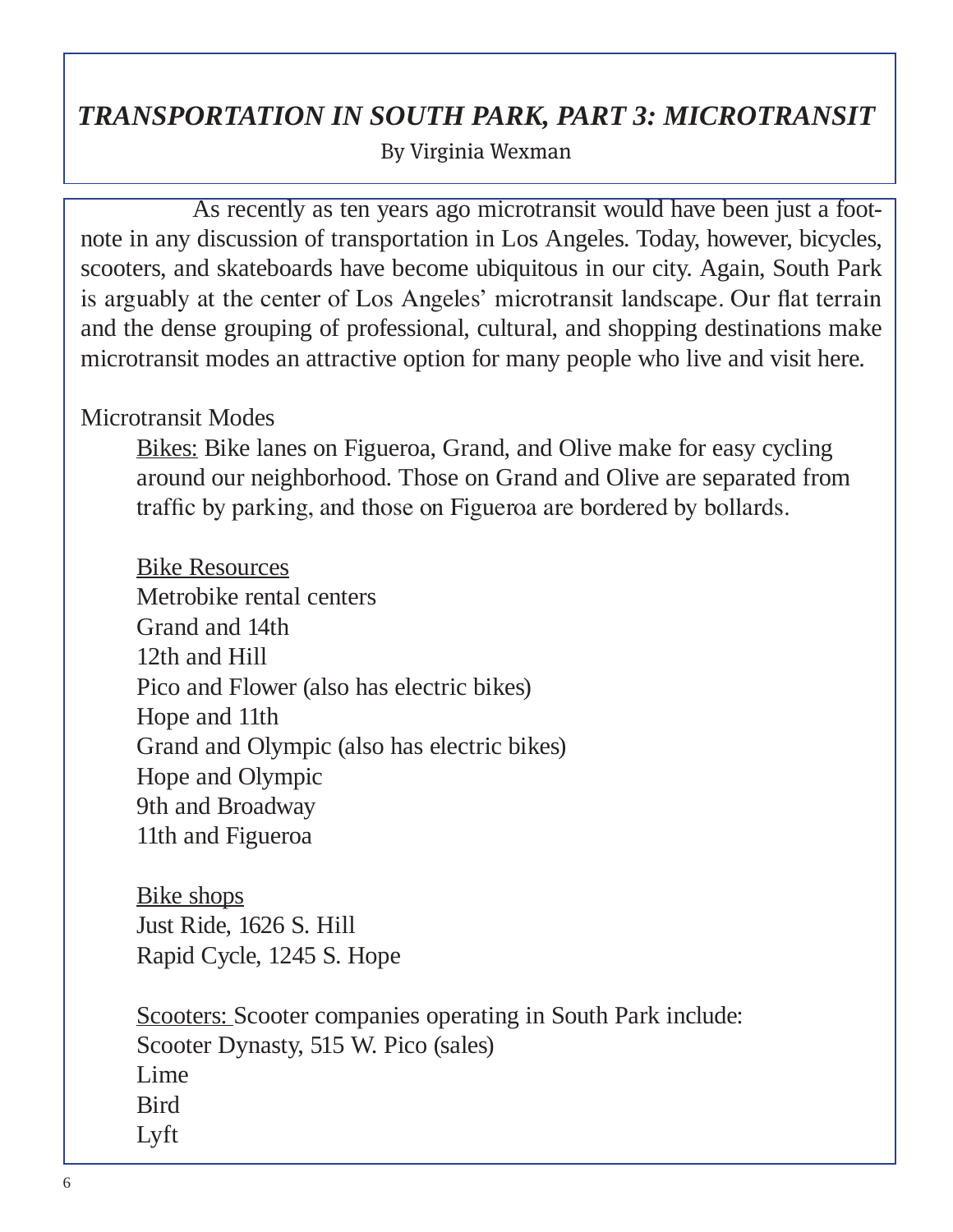# *TRANSPORTATION IN SOUTH PARK, PART 3: MICROTRANSIT*

By Virginia Wexman

As recently as ten years ago microtransit would have been just a footnote in any discussion of transportation in Los Angeles. Today, however, bicycles, scooters, and skateboards have become ubiquitous in our city. Again, South Park is arguably at the center of Los Angeles' microtransit landscape. Our flat terrain and the dense grouping of professional, cultural, and shopping destinations make microtransit modes an attractive option for many people who live and visit here.

Microtransit Modes

<u>Bikes:</u> Bike lanes on Figueroa, Grand, and Olive make for easy cycling around our neighborhood. Those on Grand and Olive are separated from traffic by parking, and those on Figueroa are bordered by bollards.

<u>Bike Resources</u>
Metrobike rental centers
Grand and 14th
12th and Hill
Pico and Flower (also has electric bikes)
Hope and 11th
Grand and Olympic (also has electric bikes)
Hope and Olympic
9th and Broadway
11th and Figueroa

<u>Bike shops</u>
Just Ride, 1626 S. Hill
Rapid Cycle, 1245 S. Hope

<u>Scooters:</u> Scooter companies operating in South Park include:
Scooter Dynasty, 515 W. Pico (sales)
Lime
Bird
Lyft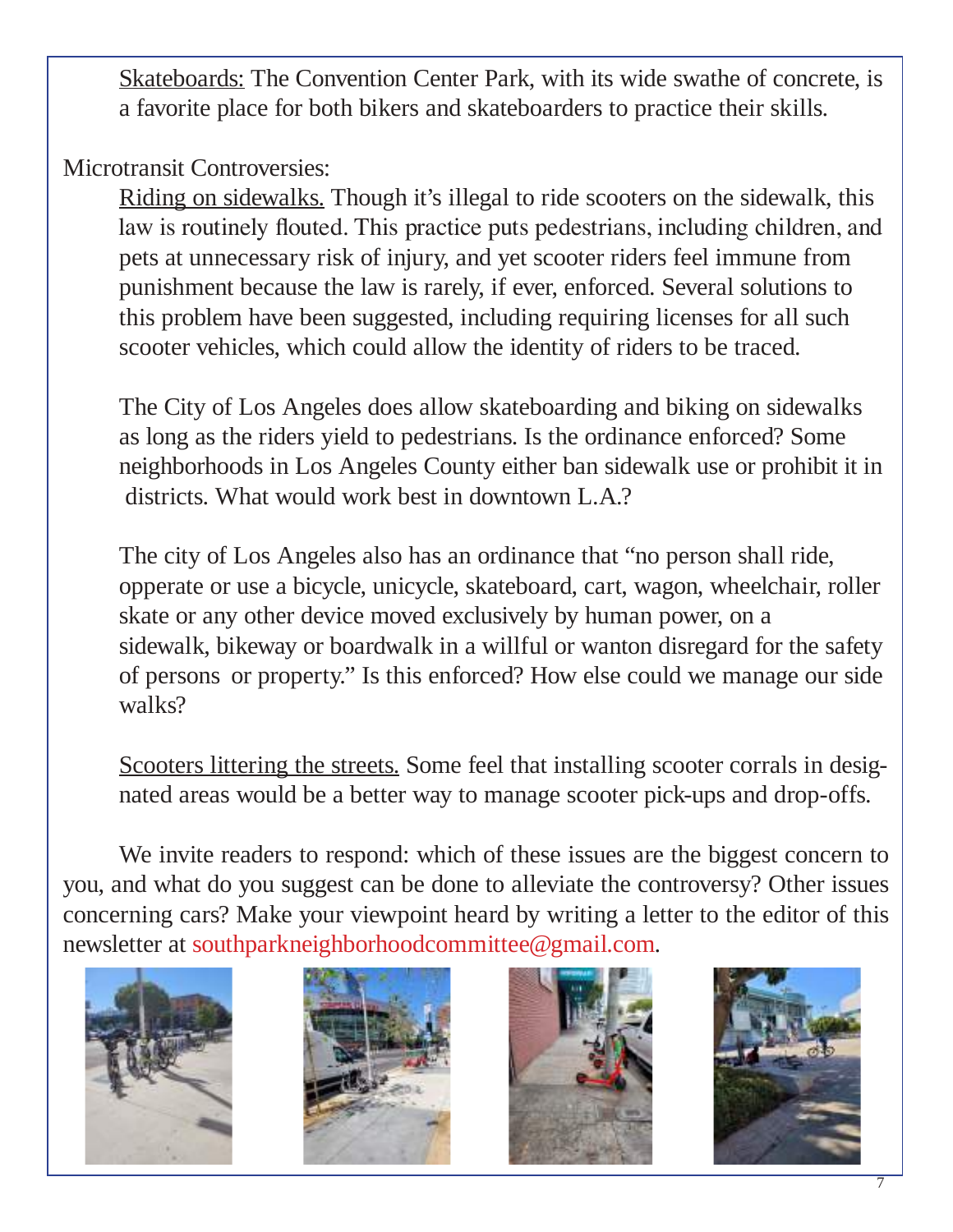Skateboards: The Convention Center Park, with its wide swathe of concrete, is a favorite place for both bikers and skateboarders to practice their skills.

Microtransit Controversies:

Riding on sidewalks. Though it's illegal to ride scooters on the sidewalk, this law is routinely flouted. This practice puts pedestrians, including children, and pets at unnecessary risk of injury, and yet scooter riders feel immune from punishment because the law is rarely, if ever, enforced. Several solutions to this problem have been suggested, including requiring licenses for all such scooter vehicles, which could allow the identity of riders to be traced.

The City of Los Angeles does allow skateboarding and biking on sidewalks as long as the riders yield to pedestrians. Is the ordinance enforced? Some neighborhoods in Los Angeles County either ban sidewalk use or prohibit it in districts. What would work best in downtown L.A.?

The city of Los Angeles also has an ordinance that "no person shall ride, opperate or use a bicycle, unicycle, skateboard, cart, wagon, wheelchair, roller skate or any other device moved exclusively by human power, on a sidewalk, bikeway or boardwalk in a willful or wanton disregard for the safety of persons or property." Is this enforced? How else could we manage our side walks?

Scooters littering the streets. Some feel that installing scooter corrals in designated areas would be a better way to manage scooter pick-ups and drop-offs.

We invite readers to respond: which of these issues are the biggest concern to you, and what do you suggest can be done to alleviate the controversy? Other issues concerning cars? Make your viewpoint heard by writing a letter to the editor of this newsletter at southparkneighborhoodcommittee@gmail.com.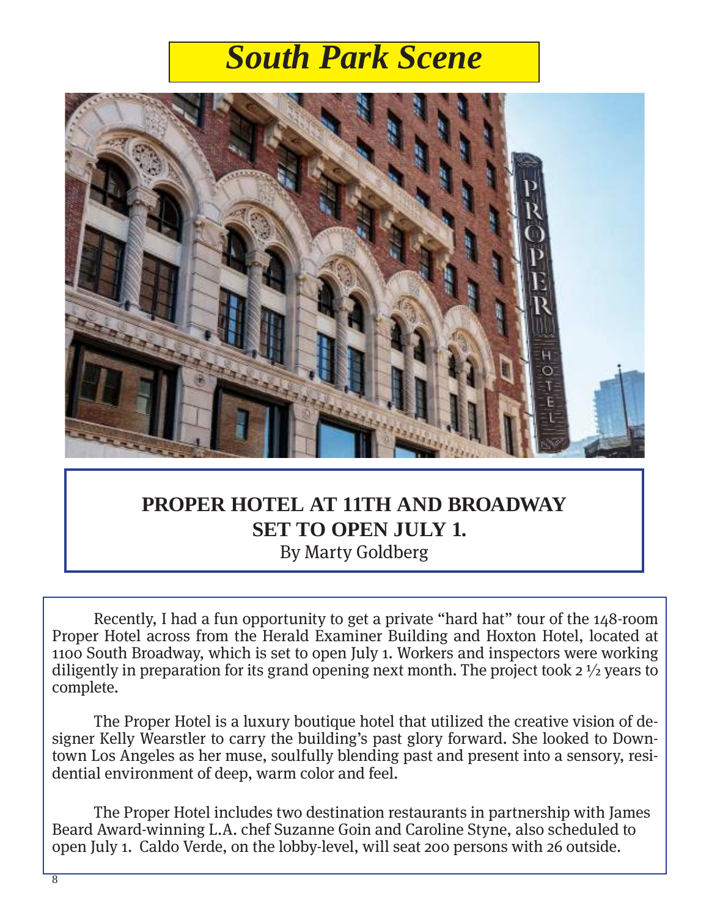# *South Park Scene*

## PROPER HOTEL AT 11TH AND BROADWAY SET TO OPEN JULY 1.

By Marty Goldberg

Recently, I had a fun opportunity to get a private "hard hat" tour of the 148-room Proper Hotel across from the Herald Examiner Building and Hoxton Hotel, located at 1100 South Broadway, which is set to open July 1. Workers and inspectors were working diligently in preparation for its grand opening next month. The project took 2 ½ years to complete.

The Proper Hotel is a luxury boutique hotel that utilized the creative vision of designer Kelly Wearstler to carry the building's past glory forward. She looked to Downtown Los Angeles as her muse, soulfully blending past and present into a sensory, residential environment of deep, warm color and feel.

The Proper Hotel includes two destination restaurants in partnership with James Beard Award-winning L.A. chef Suzanne Goin and Caroline Styne, also scheduled to open July 1. Caldo Verde, on the lobby-level, will seat 200 persons with 26 outside.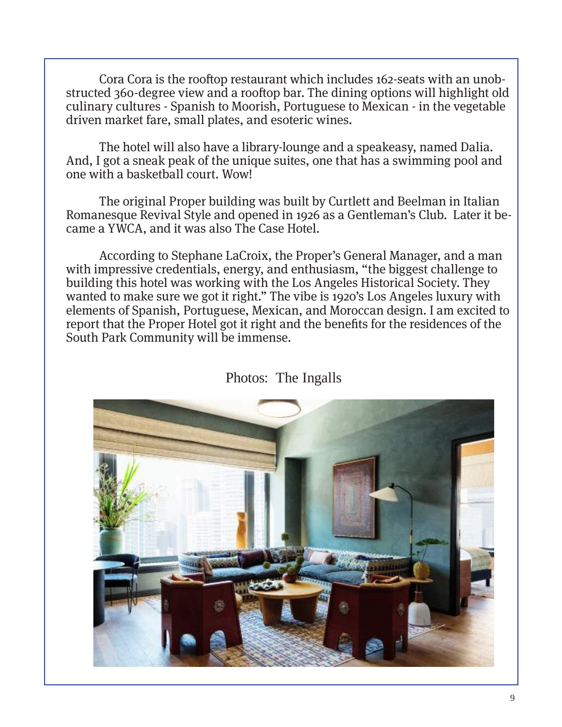Cora Cora is the rooftop restaurant which includes 162-seats with an unobstructed 360-degree view and a rooftop bar. The dining options will highlight old culinary cultures - Spanish to Moorish, Portuguese to Mexican - in the vegetable driven market fare, small plates, and esoteric wines.

The hotel will also have a library-lounge and a speakeasy, named Dalia. And, I got a sneak peak of the unique suites, one that has a swimming pool and one with a basketball court. Wow!

The original Proper building was built by Curtlett and Beelman in Italian Romanesque Revival Style and opened in 1926 as a Gentleman's Club. Later it became a YWCA, and it was also The Case Hotel.

According to Stephane LaCroix, the Proper's General Manager, and a man with impressive credentials, energy, and enthusiasm, "the biggest challenge to building this hotel was working with the Los Angeles Historical Society. They wanted to make sure we got it right." The vibe is 1920's Los Angeles luxury with elements of Spanish, Portuguese, Mexican, and Moroccan design. I am excited to report that the Proper Hotel got it right and the benefits for the residences of the South Park Community will be immense.

Photos: The Ingalls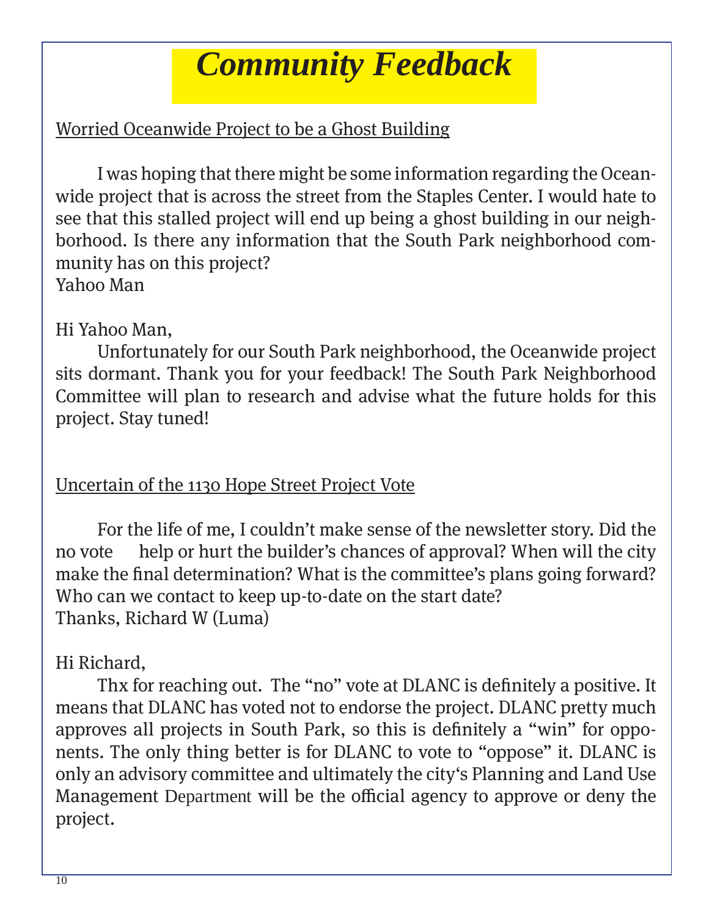# *Community Feedback*

Worried Oceanwide Project to be a Ghost Building

I was hoping that there might be some information regarding the Oceanwide project that is across the street from the Staples Center. I would hate to see that this stalled project will end up being a ghost building in our neighborhood. Is there any information that the South Park neighborhood community has on this project?
Yahoo Man

Hi Yahoo Man,

Unfortunately for our South Park neighborhood, the Oceanwide project sits dormant. Thank you for your feedback! The South Park Neighborhood Committee will plan to research and advise what the future holds for this project. Stay tuned!

Uncertain of the 1130 Hope Street Project Vote

For the life of me, I couldn't make sense of the newsletter story. Did the no vote help or hurt the builder's chances of approval? When will the city make the final determination? What is the committee's plans going forward? Who can we contact to keep up-to-date on the start date?
Thanks, Richard W (Luma)

Hi Richard,

Thx for reaching out. The "no" vote at DLANC is definitely a positive. It means that DLANC has voted not to endorse the project. DLANC pretty much approves all projects in South Park, so this is definitely a "win" for opponents. The only thing better is for DLANC to vote to "oppose" it. DLANC is only an advisory committee and ultimately the city's Planning and Land Use Management Department will be the official agency to approve or deny the project.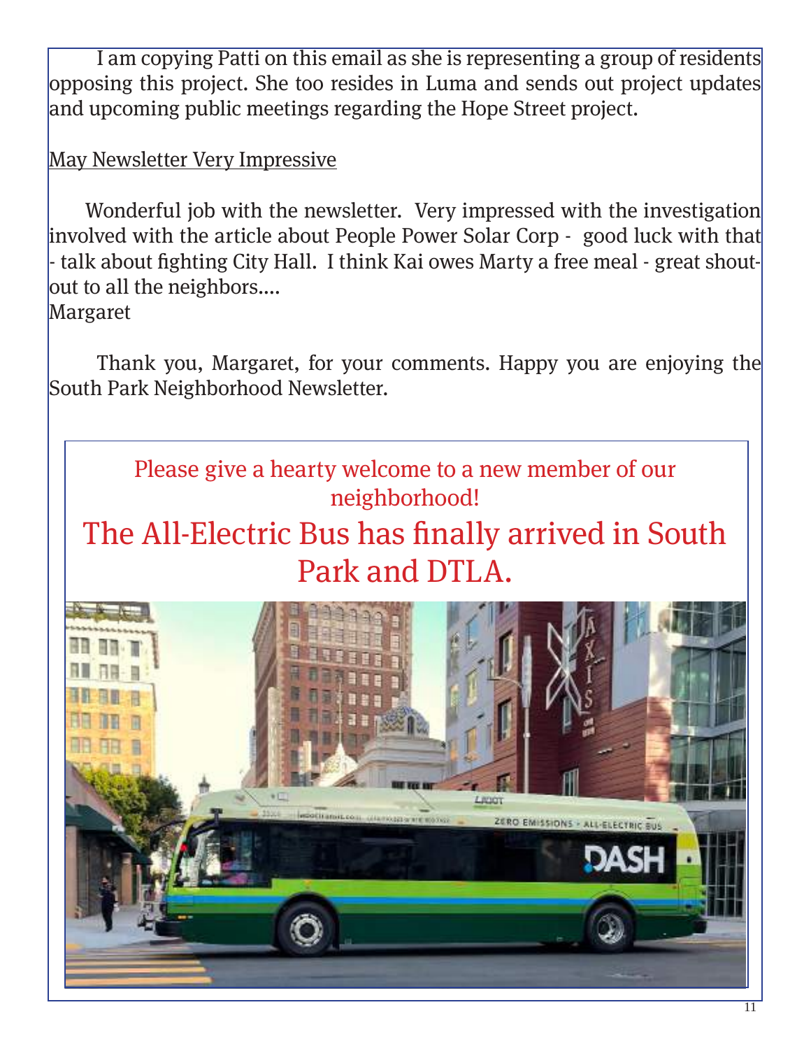I am copying Patti on this email as she is representing a group of residents opposing this project. She too resides in Luma and sends out project updates and upcoming public meetings regarding the Hope Street project.

May Newsletter Very Impressive

Wonderful job with the newsletter. Very impressed with the investigation involved with the article about People Power Solar Corp - good luck with that - talk about fighting City Hall. I think Kai owes Marty a free meal - great shout-out to all the neighbors....
Margaret

Thank you, Margaret, for your comments. Happy you are enjoying the South Park Neighborhood Newsletter.

Please give a hearty welcome to a new member of our neighborhood!

## The All-Electric Bus has finally arrived in South Park and DTLA.